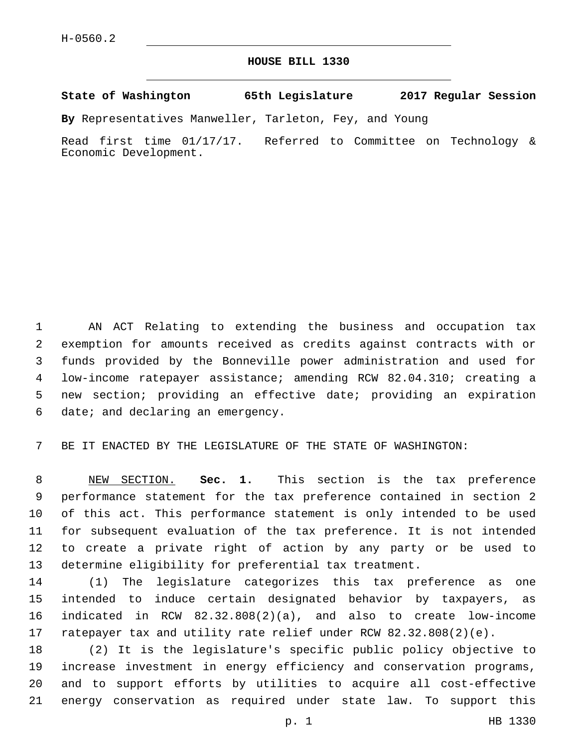H-0560.2

# HOUSE BILL 1330

**State of Washington 65th Legislature 2017 Regular Session**

**By** Representatives Manweller, Tarleton, Fey, and Young

Read first time 01/17/17. Referred to Committee on Technology & Economic Development.

AN ACT Relating to extending the business and occupation tax exemption for amounts received as credits against contracts with or funds provided by the Bonneville power administration and used for low-income ratepayer assistance; amending RCW 82.04.310; creating a new section; providing an effective date; providing an expiration date; and declaring an emergency.

BE IT ENACTED BY THE LEGISLATURE OF THE STATE OF WASHINGTON:

NEW SECTION. **Sec. 1.** This section is the tax preference performance statement for the tax preference contained in section 2 of this act. This performance statement is only intended to be used for subsequent evaluation of the tax preference. It is not intended to create a private right of action by any party or be used to determine eligibility for preferential tax treatment.

(1) The legislature categorizes this tax preference as one intended to induce certain designated behavior by taxpayers, as indicated in RCW 82.32.808(2)(a), and also to create low-income ratepayer tax and utility rate relief under RCW 82.32.808(2)(e).

(2) It is the legislature's specific public policy objective to increase investment in energy efficiency and conservation programs, and to support efforts by utilities to acquire all cost-effective energy conservation as required under state law. To support this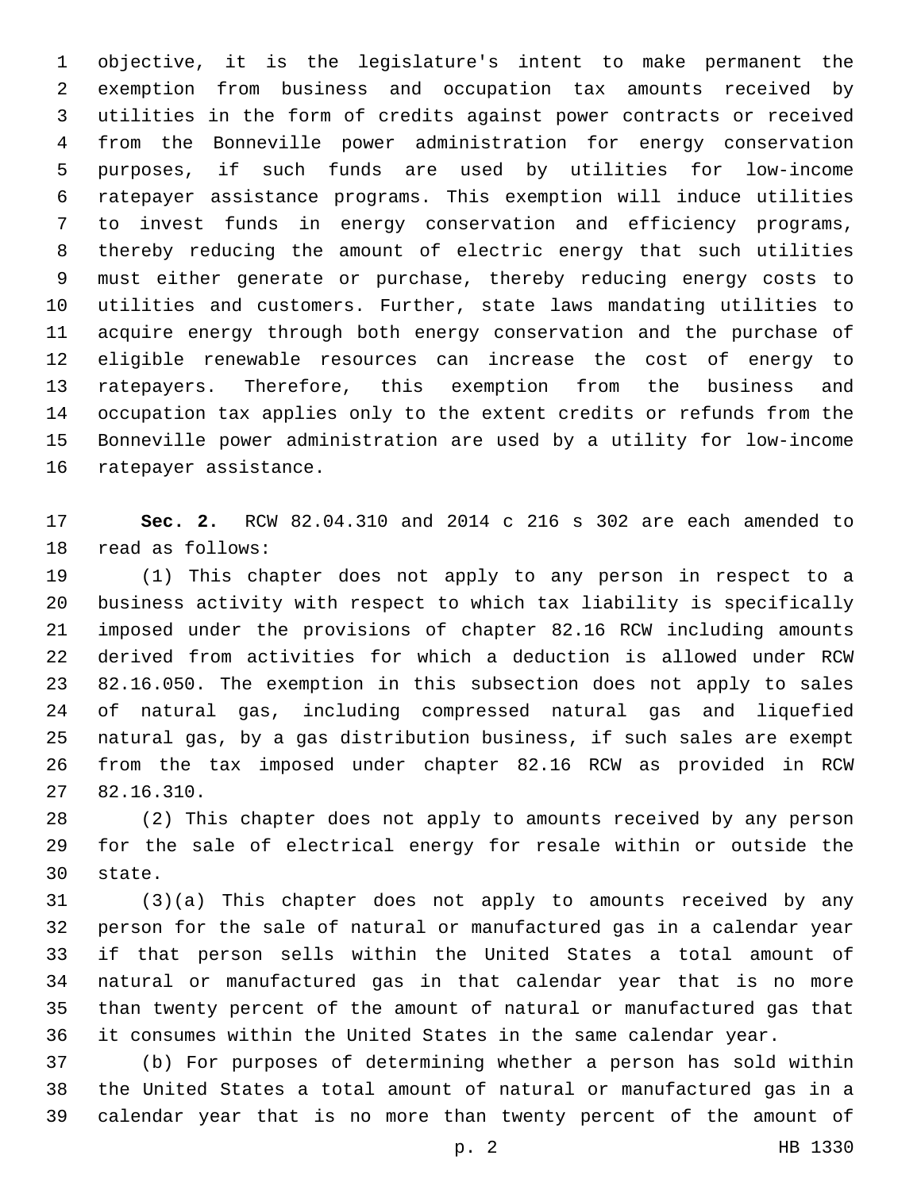objective, it is the legislature's intent to make permanent the exemption from business and occupation tax amounts received by utilities in the form of credits against power contracts or received from the Bonneville power administration for energy conservation purposes, if such funds are used by utilities for low-income ratepayer assistance programs. This exemption will induce utilities to invest funds in energy conservation and efficiency programs, thereby reducing the amount of electric energy that such utilities must either generate or purchase, thereby reducing energy costs to utilities and customers. Further, state laws mandating utilities to acquire energy through both energy conservation and the purchase of eligible renewable resources can increase the cost of energy to ratepayers. Therefore, this exemption from the business and occupation tax applies only to the extent credits or refunds from the Bonneville power administration are used by a utility for low-income ratepayer assistance.

**Sec. 2.** RCW 82.04.310 and 2014 c 216 s 302 are each amended to read as follows:

(1) This chapter does not apply to any person in respect to a business activity with respect to which tax liability is specifically imposed under the provisions of chapter 82.16 RCW including amounts derived from activities for which a deduction is allowed under RCW 82.16.050. The exemption in this subsection does not apply to sales of natural gas, including compressed natural gas and liquefied natural gas, by a gas distribution business, if such sales are exempt from the tax imposed under chapter 82.16 RCW as provided in RCW 82.16.310.

(2) This chapter does not apply to amounts received by any person for the sale of electrical energy for resale within or outside the state.

(3)(a) This chapter does not apply to amounts received by any person for the sale of natural or manufactured gas in a calendar year if that person sells within the United States a total amount of natural or manufactured gas in that calendar year that is no more than twenty percent of the amount of natural or manufactured gas that it consumes within the United States in the same calendar year.

(b) For purposes of determining whether a person has sold within the United States a total amount of natural or manufactured gas in a calendar year that is no more than twenty percent of the amount of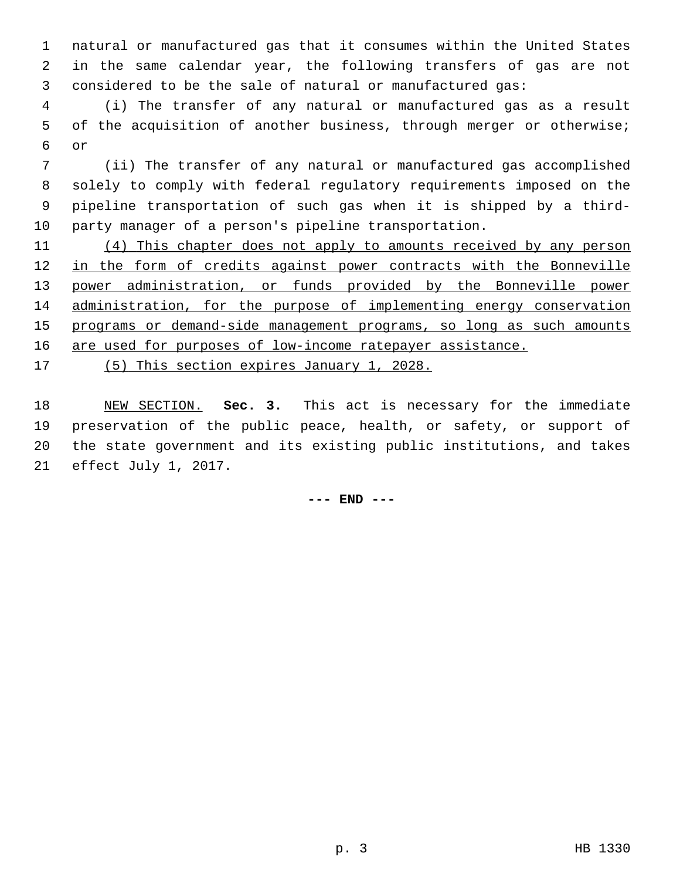natural or manufactured gas that it consumes within the United States in the same calendar year, the following transfers of gas are not considered to be the sale of natural or manufactured gas:

(i) The transfer of any natural or manufactured gas as a result of the acquisition of another business, through merger or otherwise; or

(ii) The transfer of any natural or manufactured gas accomplished solely to comply with federal regulatory requirements imposed on the pipeline transportation of such gas when it is shipped by a third-party manager of a person's pipeline transportation.

(4) This chapter does not apply to amounts received by any person in the form of credits against power contracts with the Bonneville power administration, or funds provided by the Bonneville power administration, for the purpose of implementing energy conservation programs or demand-side management programs, so long as such amounts are used for purposes of low-income ratepayer assistance.

(5) This section expires January 1, 2028.

NEW SECTION. **Sec. 3.** This act is necessary for the immediate preservation of the public peace, health, or safety, or support of the state government and its existing public institutions, and takes effect July 1, 2017.

**--- END ---**